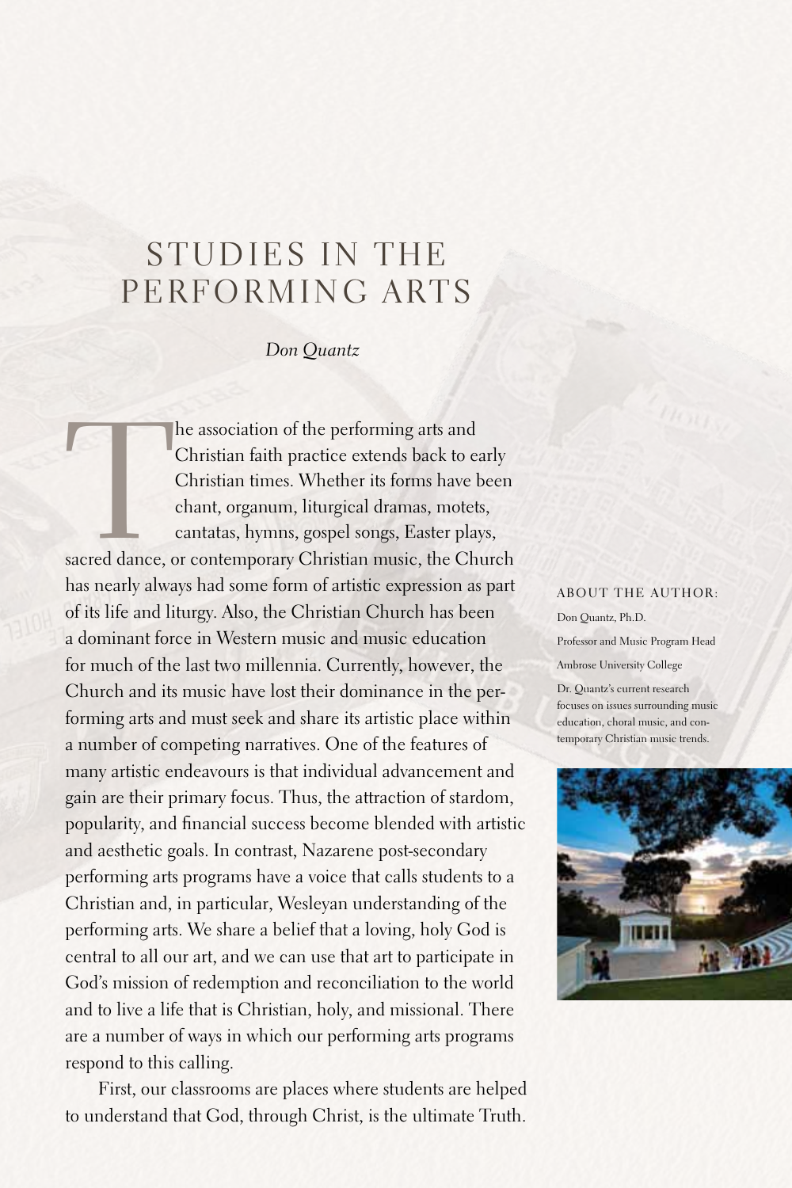# STUDIES IN THE PERFORMING ARTS

*Don Quantz*

The association of the performing arts and Christian faith practice extends back to early Christian times. Whether its forms have been chant, organum, liturgical dramas, motets, cantatas, hymns, gospel songs, Easter plays, sacred dance, or contemporary Christian music, the Church has nearly always had some form of artistic expression as part of its life and liturgy. Also, the Christian Church has been a dominant force in Western music and music education for much of the last two millennia. Currently, however, the Church and its music have lost their dominance in the performing arts and must seek and share its artistic place within a number of competing narratives. One of the features of many artistic endeavours is that individual advancement and gain are their primary focus. Thus, the attraction of stardom, popularity, and financial success become blended with artistic and aesthetic goals. In contrast, Nazarene post-secondary performing arts programs have a voice that calls students to a Christian and, in particular, Wesleyan understanding of the performing arts. We share a belief that a loving, holy God is central to all our art, and we can use that art to participate in God's mission of redemption and reconciliation to the world and to live a life that is Christian, holy, and missional. There are a number of ways in which our performing arts programs respond to this calling.

First, our classrooms are places where students are helped to understand that God, through Christ, is the ultimate Truth.

ABOUT THE AUTHOR:

Don Quantz, Ph.D.

Professor and Music Program Head

Ambrose University College

Dr. Quantz's current research focuses on issues surrounding music education, choral music, and contemporary Christian music trends.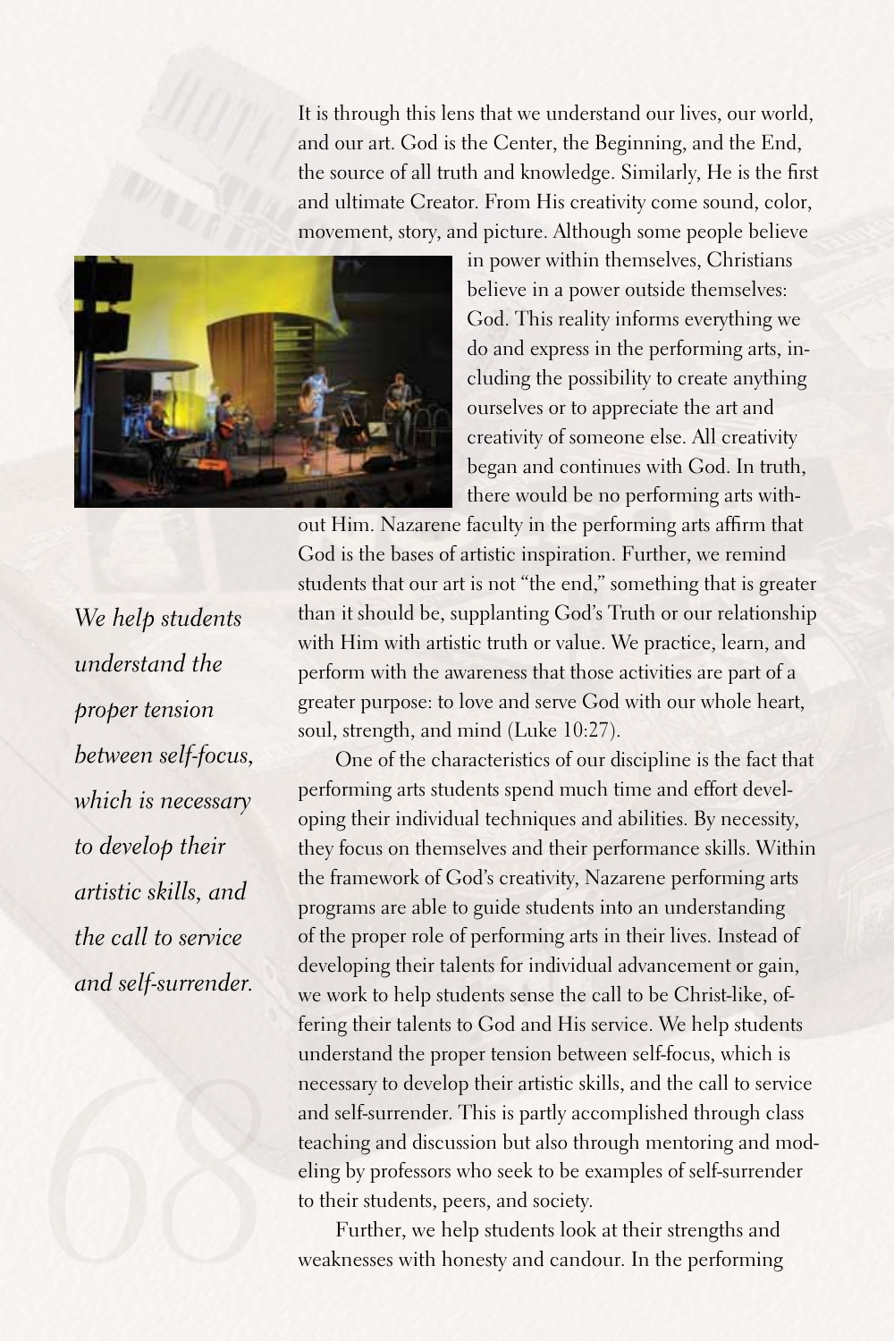It is through this lens that we understand our lives, our world, and our art. God is the Center, the Beginning, and the End, the source of all truth and knowledge. Similarly, He is the first and ultimate Creator. From His creativity come sound, color, movement, story, and picture. Although some people believe in power within themselves, Christians believe in a power outside themselves: God. This reality informs everything we do and express in the performing arts, including the possibility to create anything ourselves or to appreciate the art and creativity of someone else. All creativity began and continues with God. In truth, there would be no performing arts without Him. Nazarene faculty in the performing arts affirm that God is the bases of artistic inspiration. Further, we remind students that our art is not "the end," something that is greater than it should be, supplanting God's Truth or our relationship with Him with artistic truth or value. We practice, learn, and perform with the awareness that those activities are part of a greater purpose: to love and serve God with our whole heart, soul, strength, and mind (Luke 10:27).

*We help students understand the proper tension between self-focus, which is necessary to develop their artistic skills, and the call to service and self-surrender.*

One of the characteristics of our discipline is the fact that performing arts students spend much time and effort developing their individual techniques and abilities. By necessity, they focus on themselves and their performance skills. Within the framework of God's creativity, Nazarene performing arts programs are able to guide students into an understanding of the proper role of performing arts in their lives. Instead of developing their talents for individual advancement or gain, we work to help students sense the call to be Christ-like, offering their talents to God and His service. We help students understand the proper tension between self-focus, which is necessary to develop their artistic skills, and the call to service and self-surrender. This is partly accomplished through class teaching and discussion but also through mentoring and modeling by professors who seek to be examples of self-surrender to their students, peers, and society.

Further, we help students look at their strengths and weaknesses with honesty and candour. In the performing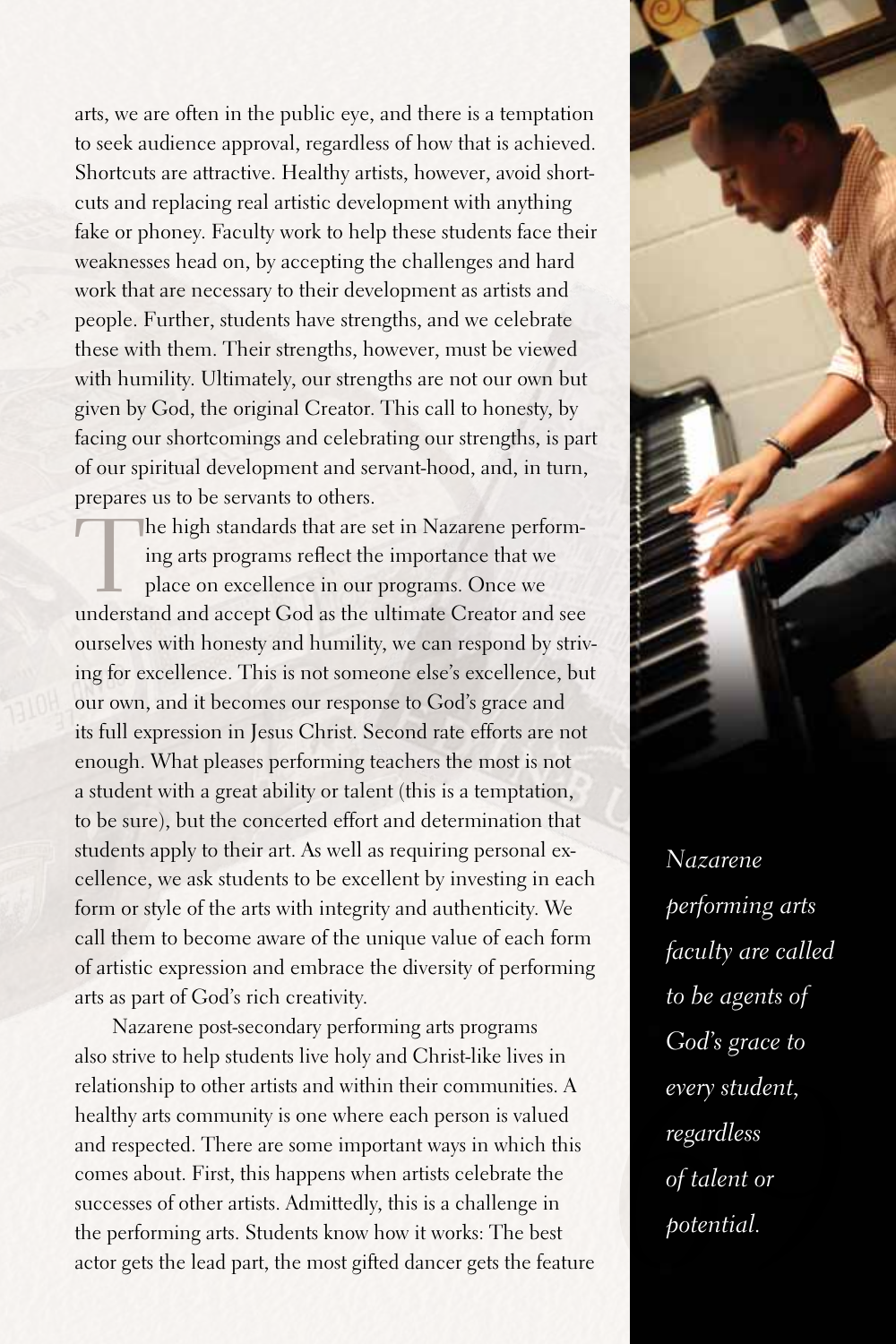arts, we are often in the public eye, and there is a temptation to seek audience approval, regardless of how that is achieved. Shortcuts are attractive. Healthy artists, however, avoid shortcuts and replacing real artistic development with anything fake or phoney. Faculty work to help these students face their weaknesses head on, by accepting the challenges and hard work that are necessary to their development as artists and people. Further, students have strengths, and we celebrate these with them. Their strengths, however, must be viewed with humility. Ultimately, our strengths are not our own but given by God, the original Creator. This call to honesty, by facing our shortcomings and celebrating our strengths, is part of our spiritual development and servant-hood, and, in turn, prepares us to be servants to others.

The high standards that are set in Nazarene performing arts programs reflect the importance that we place on excellence in our programs. Once we understand and accept God as the ultimate Creator and see ourselves with honesty and humility, we can respond by striving for excellence. This is not someone else's excellence, but our own, and it becomes our response to God's grace and its full expression in Jesus Christ. Second rate efforts are not enough. What pleases performing teachers the most is not a student with a great ability or talent (this is a temptation, to be sure), but the concerted effort and determination that students apply to their art. As well as requiring personal excellence, we ask students to be excellent by investing in each form or style of the arts with integrity and authenticity. We call them to become aware of the unique value of each form of artistic expression and embrace the diversity of performing arts as part of God's rich creativity.

Nazarene post-secondary performing arts programs also strive to help students live holy and Christ-like lives in relationship to other artists and within their communities. A healthy arts community is one where each person is valued and respected. There are some important ways in which this comes about. First, this happens when artists celebrate the successes of other artists. Admittedly, this is a challenge in the performing arts. Students know how it works: The best actor gets the lead part, the most gifted dancer gets the feature

*Nazarene performing arts faculty are called to be agents of God's grace to every student, regardless of talent or potential.*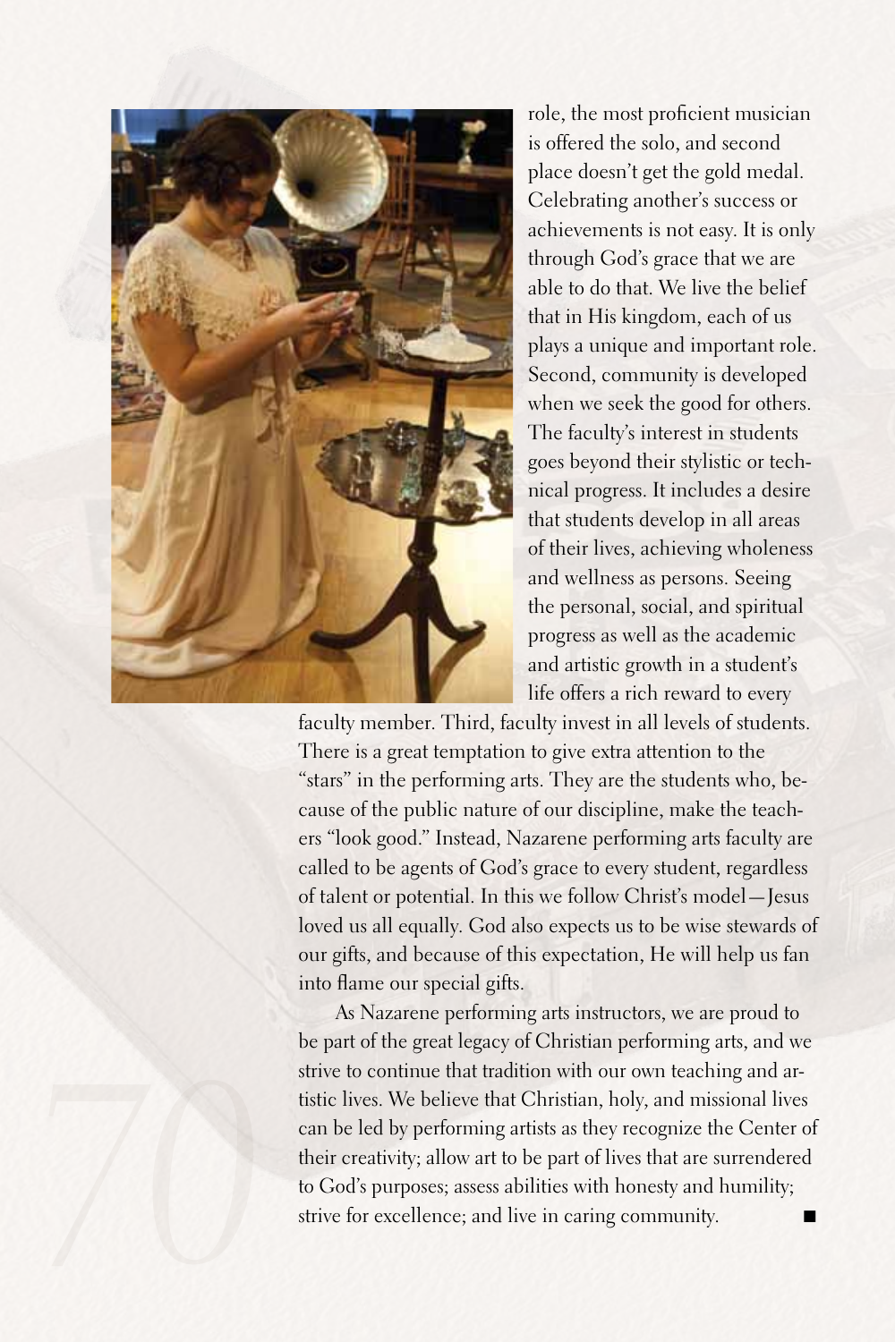role, the most proficient musician is offered the solo, and second place doesn't get the gold medal. Celebrating another's success or achievements is not easy. It is only through God's grace that we are able to do that. We live the belief that in His kingdom, each of us plays a unique and important role. Second, community is developed when we seek the good for others. The faculty's interest in students goes beyond their stylistic or technical progress. It includes a desire that students develop in all areas of their lives, achieving wholeness and wellness as persons. Seeing the personal, social, and spiritual progress as well as the academic and artistic growth in a student's life offers a rich reward to every faculty member. Third, faculty invest in all levels of students. There is a great temptation to give extra attention to the "stars" in the performing arts. They are the students who, because of the public nature of our discipline, make the teachers "look good." Instead, Nazarene performing arts faculty are called to be agents of God's grace to every student, regardless of talent or potential. In this we follow Christ's model—Jesus loved us all equally. God also expects us to be wise stewards of our gifts, and because of this expectation, He will help us fan into flame our special gifts.

As Nazarene performing arts instructors, we are proud to be part of the great legacy of Christian performing arts, and we strive to continue that tradition with our own teaching and artistic lives. We believe that Christian, holy, and missional lives can be led by performing artists as they recognize the Center of their creativity; allow art to be part of lives that are surrendered to God's purposes; assess abilities with honesty and humility; strive for excellence; and live in caring community. ■